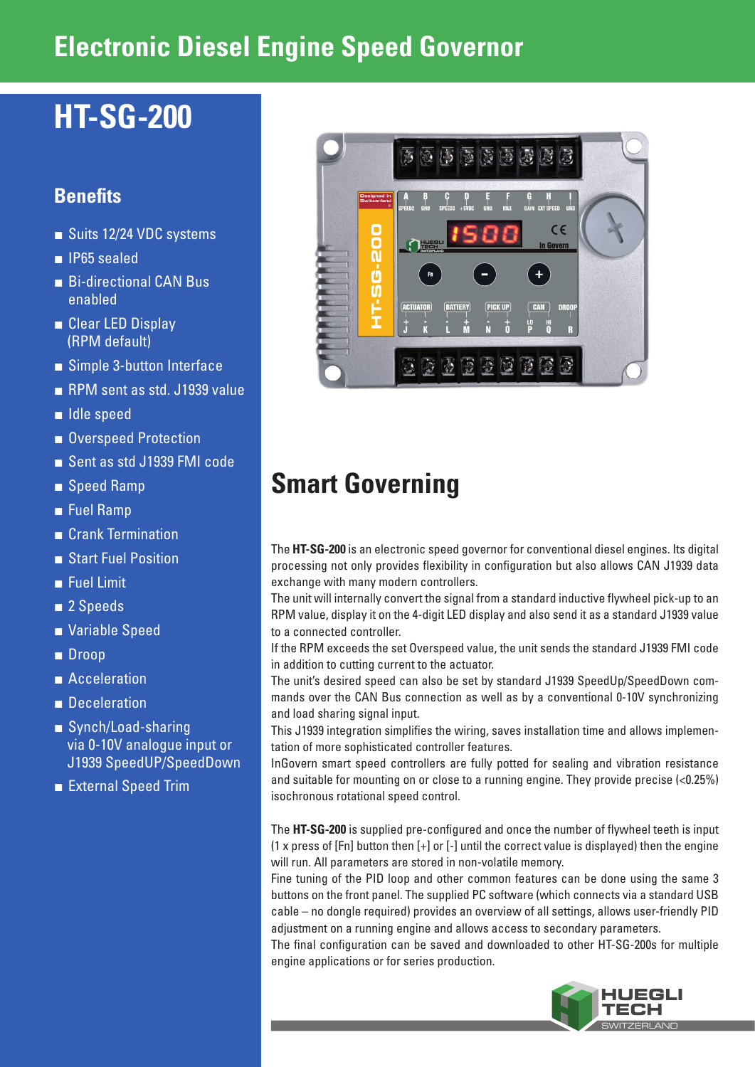# Electronic Diesel Engine Speed Governor

## HT-SG-200

### Benefits

- Suits 12/24 VDC systems
- IP65 sealed
- Bi-directional CAN Bus enabled
- Clear LED Display (RPM default)
- Simple 3-button Interface
- RPM sent as std. J1939 value
- Idle speed
- Overspeed Protection
- Sent as std J1939 FMI code
- Speed Ramp
- Fuel Ramp
- Crank Termination
- Start Fuel Position
- Fuel Limit
- 2 Speeds
- Variable Speed
- Droop
- Acceleration
- Deceleration
- Synch/Load-sharing via 0-10V analogue input or J1939 SpeedUP/SpeedDown
- External Speed Trim

## Smart Governing

The **HT-SG-200** is an electronic speed governor for conventional diesel engines. Its digital processing not only provides flexibility in configuration but also allows CAN J1939 data exchange with many modern controllers.
The unit will internally convert the signal from a standard inductive flywheel pick-up to an RPM value, display it on the 4-digit LED display and also send it as a standard J1939 value to a connected controller.
If the RPM exceeds the set Overspeed value, the unit sends the standard J1939 FMI code in addition to cutting current to the actuator.
The unit's desired speed can also be set by standard J1939 SpeedUp/SpeedDown commands over the CAN Bus connection as well as by a conventional 0-10V synchronizing and load sharing signal input.
This J1939 integration simplifies the wiring, saves installation time and allows implementation of more sophisticated controller features.
InGovern smart speed controllers are fully potted for sealing and vibration resistance and suitable for mounting on or close to a running engine. They provide precise (<0.25%) isochronous rotational speed control.

The **HT-SG-200** is supplied pre-configured and once the number of flywheel teeth is input (1 x press of [Fn] button then [+] or [-] until the correct value is displayed) then the engine will run. All parameters are stored in non-volatile memory.
Fine tuning of the PID loop and other common features can be done using the same 3 buttons on the front panel. The supplied PC software (which connects via a standard USB cable – no dongle required) provides an overview of all settings, allows user-friendly PID adjustment on a running engine and allows access to secondary parameters.
The final configuration can be saved and downloaded to other HT-SG-200s for multiple engine applications or for series production.

HUEGLI TECH SWITZERLAND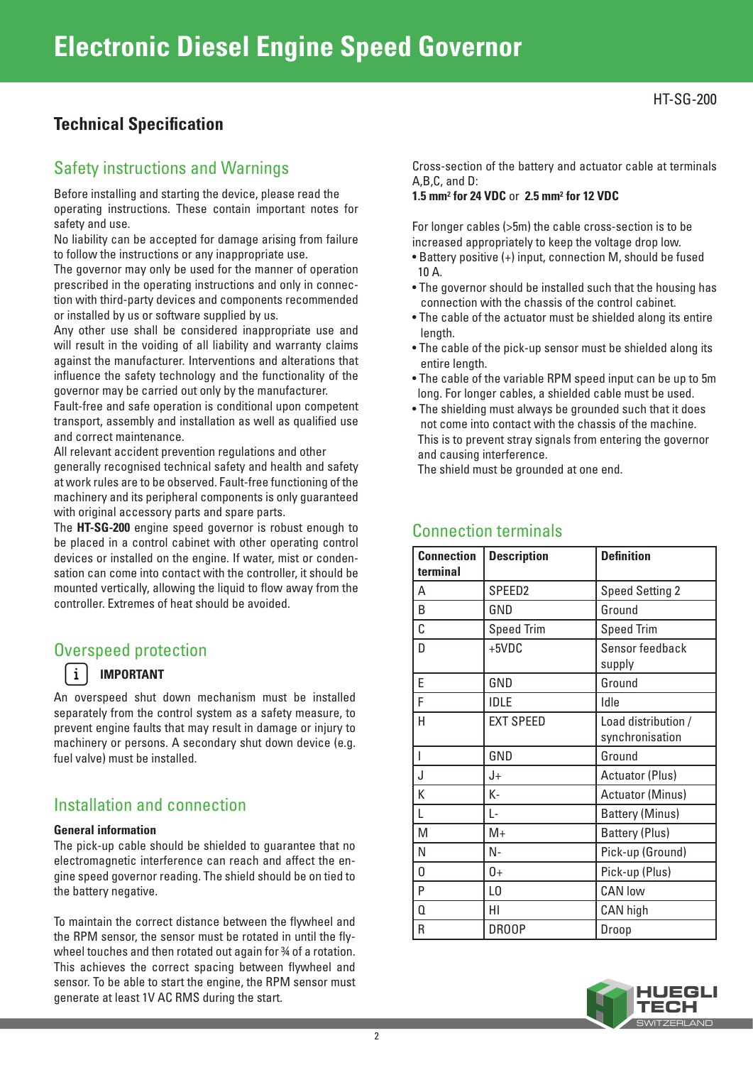# Electronic Diesel Engine Speed Governor

HT-SG-200

## Technical Specification

### Safety instructions and Warnings

Before installing and starting the device, please read the operating instructions. These contain important notes for safety and use.
No liability can be accepted for damage arising from failure to follow the instructions or any inappropriate use.
The governor may only be used for the manner of operation prescribed in the operating instructions and only in connection with third-party devices and components recommended or installed by us or software supplied by us.
Any other use shall be considered inappropriate use and will result in the voiding of all liability and warranty claims against the manufacturer. Interventions and alterations that influence the safety technology and the functionality of the governor may be carried out only by the manufacturer.
Fault-free and safe operation is conditional upon competent transport, assembly and installation as well as qualified use and correct maintenance.
All relevant accident prevention regulations and other generally recognised technical safety and health and safety at work rules are to be observed. Fault-free functioning of the machinery and its peripheral components is only guaranteed with original accessory parts and spare parts.
The **HT-SG-200** engine speed governor is robust enough to be placed in a control cabinet with other operating control devices or installed on the engine. If water, mist or condensation can come into contact with the controller, it should be mounted vertically, allowing the liquid to flow away from the controller. Extremes of heat should be avoided.

### Overspeed protection

**IMPORTANT**

An overspeed shut down mechanism must be installed separately from the control system as a safety measure, to prevent engine faults that may result in damage or injury to machinery or persons. A secondary shut down device (e.g. fuel valve) must be installed.

### Installation and connection

**General information**

The pick-up cable should be shielded to guarantee that no electromagnetic interference can reach and affect the engine speed governor reading. The shield should be on tied to the battery negative.

To maintain the correct distance between the flywheel and the RPM sensor, the sensor must be rotated in until the flywheel touches and then rotated out again for ¾ of a rotation. This achieves the correct spacing between flywheel and sensor. To be able to start the engine, the RPM sensor must generate at least 1V AC RMS during the start.

Cross-section of the battery and actuator cable at terminals A,B,C, and D:
**1.5 mm² for 24 VDC** or **2.5 mm² for 12 VDC**

For longer cables (>5m) the cable cross-section is to be increased appropriately to keep the voltage drop low.

- Battery positive (+) input, connection M, should be fused 10 A.
- The governor should be installed such that the housing has connection with the chassis of the control cabinet.
- The cable of the actuator must be shielded along its entire length.
- The cable of the pick-up sensor must be shielded along its entire length.
- The cable of the variable RPM speed input can be up to 5m long. For longer cables, a shielded cable must be used.
- The shielding must always be grounded such that it does not come into contact with the chassis of the machine. This is to prevent stray signals from entering the governor and causing interference.
  The shield must be grounded at one end.

### Connection terminals

| Connection terminal | Description | Definition |
|---|---|---|
| A | SPEED2 | Speed Setting 2 |
| B | GND | Ground |
| C | Speed Trim | Speed Trim |
| D | +5VDC | Sensor feedback supply |
| E | GND | Ground |
| F | IDLE | Idle |
| H | EXT SPEED | Load distribution / synchronisation |
| I | GND | Ground |
| J | J+ | Actuator (Plus) |
| K | K- | Actuator (Minus) |
| L | L- | Battery (Minus) |
| M | M+ | Battery (Plus) |
| N | N- | Pick-up (Ground) |
| O | O+ | Pick-up (Plus) |
| P | LO | CAN low |
| Q | HI | CAN high |
| R | DROOP | Droop |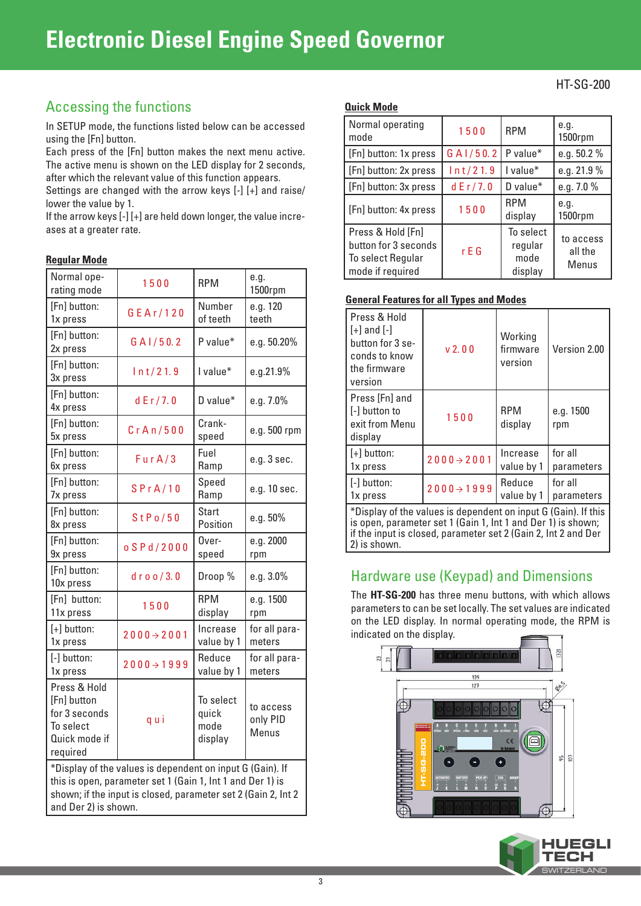# Electronic Diesel Engine Speed Governor

HT-SG-200

## Accessing the functions

In SETUP mode, the functions listed below can be accessed using the [Fn] button.
Each press of the [Fn] button makes the next menu active. The active menu is shown on the LED display for 2 seconds, after which the relevant value of this function appears. Settings are changed with the arrow keys [-] [+] and raise/lower the value by 1.
If the arrow keys [-] [+] are held down longer, the value increases at a greater rate.

### Regular Mode

| Normal operating mode | 1500 | RPM | e.g. 1500rpm |
|---|---|---|---|
| [Fn] button: 1x press | GEAr/120 | Number of teeth | e.g. 120 teeth |
| [Fn] button: 2x press | GAI/50.2 | P value* | e.g. 50.20% |
| [Fn] button: 3x press | Int/21.9 | I value* | e.g.21.9% |
| [Fn] button: 4x press | dEr/7.0 | D value* | e.g. 7.0% |
| [Fn] button: 5x press | CrAn/500 | Crank-speed | e.g. 500 rpm |
| [Fn] button: 6x press | FurA/3 | Fuel Ramp | e.g. 3 sec. |
| [Fn] button: 7x press | SPrA/10 | Speed Ramp | e.g. 10 sec. |
| [Fn] button: 8x press | StPo/50 | Start Position | e.g. 50% |
| [Fn] button: 9x press | oSPd/2000 | Over-speed | e.g. 2000 rpm |
| [Fn] button: 10x press | droo/3.0 | Droop % | e.g. 3.0% |
| [Fn] button: 11x press | 1500 | RPM display | e.g. 1500 rpm |
| [+] button: 1x press | 2000→2001 | Increase value by 1 | for all parameters |
| [-] button: 1x press | 2000→1999 | Reduce value by 1 | for all parameters |
| Press & Hold [Fn] button for 3 seconds To select Quick mode if required | qui | To select quick mode display | to access only PID Menus |

*Display of the values is dependent on input G (Gain). If this is open, parameter set 1 (Gain 1, Int 1 and Der 1) is shown; if the input is closed, parameter 2 (Gain 2, Int 2 and Der 2) is shown.

### Quick Mode

| Normal operating mode | 1500 | RPM | e.g. 1500rpm |
|---|---|---|---|
| [Fn] button: 1x press | GAI/50.2 | P value* | e.g. 50.2 % |
| [Fn] button: 2x press | Int/21.9 | I value* | e.g. 21.9 % |
| [Fn] button: 3x press | dEr/7.0 | D value* | e.g. 7.0 % |
| [Fn] button: 4x press | 1500 | RPM display | e.g. 1500rpm |
| Press & Hold [Fn] button for 3 seconds To select Regular mode if required | rEG | To select regular mode display | to access all the Menus |

### General Features for all Types and Modes

| Press & Hold [+] and [-] button for 3 seconds to know the firmware version | v2.00 | Working firmware version | Version 2.00 |
|---|---|---|---|
| Press [Fn] and [-] button to exit from Menu display | 1500 | RPM display | e.g. 1500 rpm |
| [+] button: 1x press | 2000→2001 | Increase value by 1 | for all parameters |
| [-] button: 1x press | 2000→1999 | Reduce value by 1 | for all parameters |

*Display of the values is dependent on input G (Gain). If this is open, parameter set 1 (Gain 1, Int 1 and Der 1) is shown; if the input is closed, parameter set 2 (Gain 2, Int 2 and Der 2) is shown.

## Hardware use (Keypad) and Dimensions

The **HT-SG-200** has three menu buttons, with which allows parameters to can be set locally. The set values are indicated on the LED display. In normal operating mode, the RPM is indicated on the display.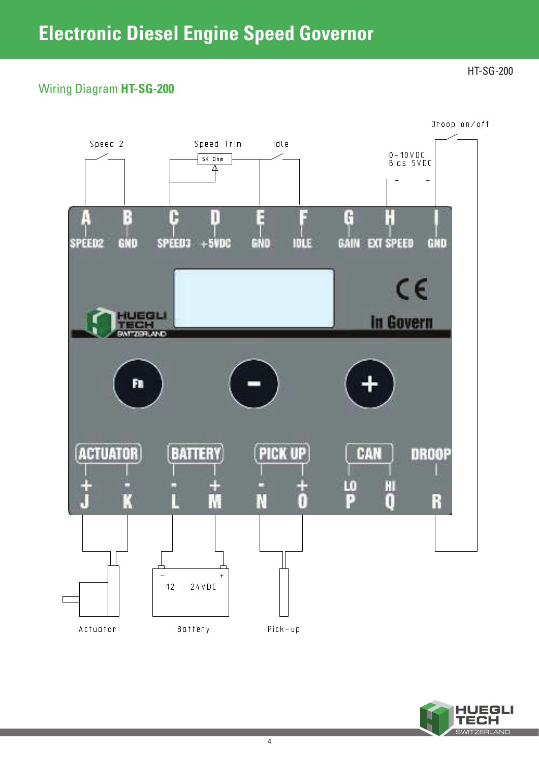# Electronic Diesel Engine Speed Governor

HT-SG-200

## Wiring Diagram **HT-SG-200**

Speed 2

Speed Trim

5K Ohm

Idle

0-10VDC
Bias 5VDC

\+ −

Droop on/off

| A | B | C | D | E | F | G | H | I |
|---|---|---|---|---|---|---|---|---|
| SPEED2 | GND | SPEED3 | +5VDC | GND | IDLE | GAIN | EXT SPEED | GND |

In Govern

Fn − +

| ACTUATOR | | BATTERY | | PICK UP | | CAN | | DROOP |
|---|---|---|---|---|---|---|---|---|
| + | - | - | + | - | + | LO | HI | |
| J | K | L | M | N | O | P | Q | R |

− +
12 - 24VDC

Actuator

Battery

Pick-up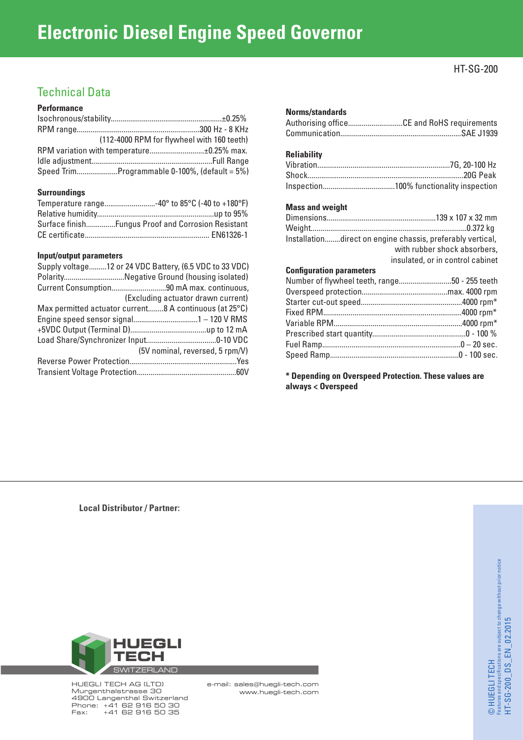# Electronic Diesel Engine Speed Governor

HT-SG-200

## Technical Data

### Performance

| | |
|---|---|
| Isochronous/stability | ±0.25% |
| RPM range | 300 Hz - 8 KHz (112-4000 RPM for flywheel with 160 teeth) |
| RPM variation with temperature | ±0.25% max. |
| Idle adjustment | Full Range |
| Speed Trim | Programmable 0-100%, (default = 5%) |

### Surroundings

| | |
|---|---|
| Temperature range | -40° to 85°C (-40 to +180°F) |
| Relative humidity | up to 95% |
| Surface finish | Fungus Proof and Corrosion Resistant |
| CE certificate | EN61326-1 |

### Input/output parameters

| | |
|---|---|
| Supply voltage | 12 or 24 VDC Battery, (6.5 VDC to 33 VDC) |
| Polarity | Negative Ground (housing isolated) |
| Current Consumption | 90 mA max. continuous, (Excluding actuator drawn current) |
| Max permitted actuator current | 8 A continuous (at 25°C) |
| Engine speed sensor signal | 1 – 120 V RMS |
| +5VDC Output (Terminal D) | up to 12 mA |
| Load Share/Synchronizer Input | 0-10 VDC (5V nominal, reversed, 5 rpm/V) |
| Reverse Power Protection | Yes |
| Transient Voltage Protection | 60V |

### Norms/standards

| | |
|---|---|
| Authorising office | CE and RoHS requirements |
| Communication | SAE J1939 |

### Reliability

| | |
|---|---|
| Vibration | 7G, 20-100 Hz |
| Shock | 20G Peak |
| Inspection | 100% functionality inspection |

### Mass and weight

| | |
|---|---|
| Dimensions | 139 x 107 x 32 mm |
| Weight | 0.372 kg |
| Installation | direct on engine chassis, preferably vertical, with rubber shock absorbers, insulated, or in control cabinet |

### Configuration parameters

| | |
|---|---|
| Number of flywheel teeth, range | 50 - 255 teeth |
| Overspeed protection | max. 4000 rpm |
| Starter cut-out speed | 4000 rpm* |
| Fixed RPM | 4000 rpm* |
| Variable RPM | 4000 rpm* |
| Prescribed start quantity | 0 - 100 % |
| Fuel Ramp | 0 – 20 sec. |
| Speed Ramp | 0 - 100 sec. |

**\* Depending on Overspeed Protection. These values are always < Overspeed**

**Local Distributor / Partner:**

HUEGLI TECH SWITZERLAND

HUEGLI TECH AG (LTD)
Murgenthalstrasse 30
4900 Langenthal Switzerland
Phone: +41 62 916 50 30
Fax: +41 62 916 50 35

e-mail: sales@huegli-tech.com
www.huegli-tech.com

© HUEGLI TECH
Features and specifications are subject to change without prior notice
HT-SG-200_DS_EN_02.2015